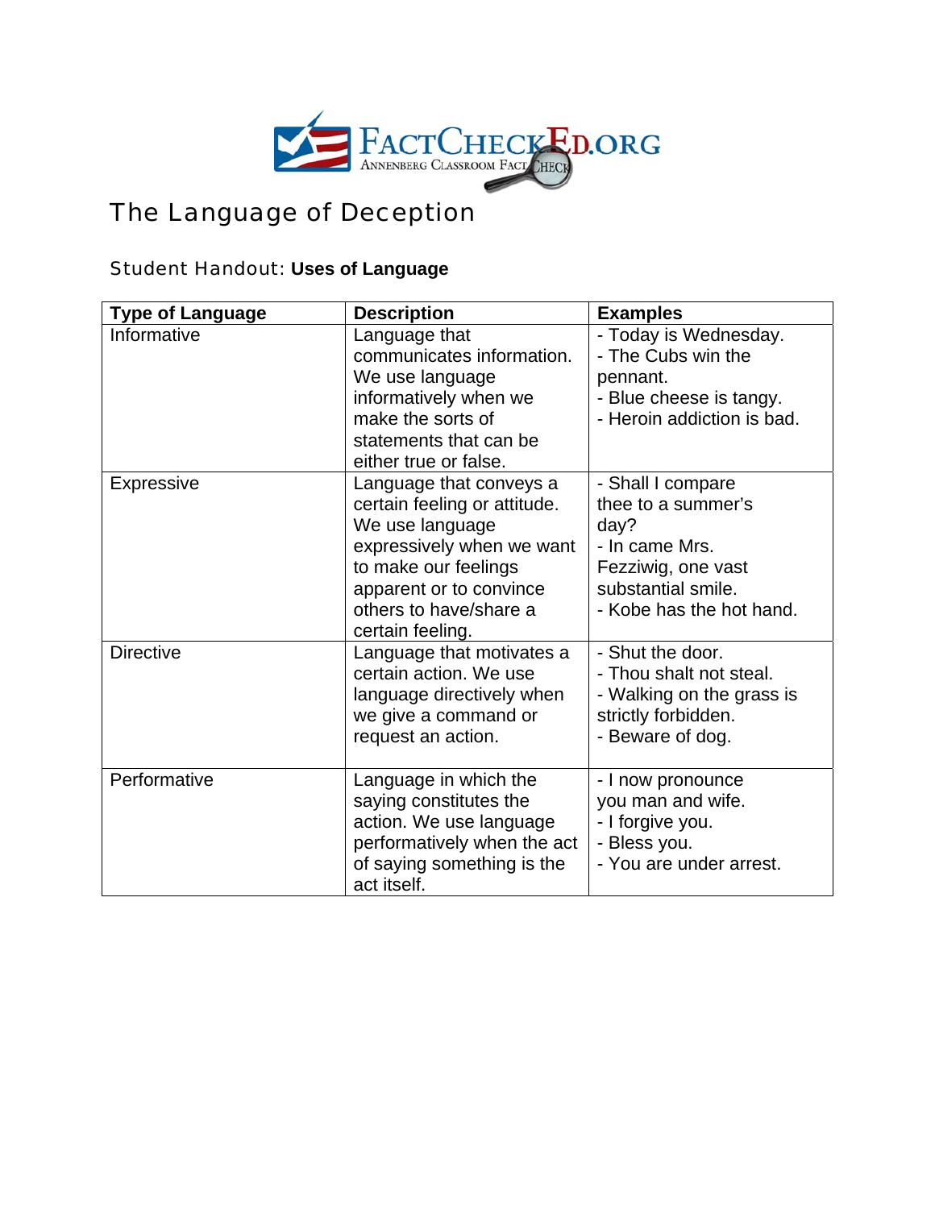# The Language of Deception

## Student Handout: **Uses of Language**

| Type of Language | Description | Examples |
|---|---|---|
| Informative | Language that communicates information. We use language informatively when we make the sorts of statements that can be either true or false. | - Today is Wednesday.<br>- The Cubs win the pennant.<br>- Blue cheese is tangy.<br>- Heroin addiction is bad. |
| Expressive | Language that conveys a certain feeling or attitude. We use language expressively when we want to make our feelings apparent or to convince others to have/share a certain feeling. | - Shall I compare thee to a summer's day?<br>- In came Mrs. Fezziwig, one vast substantial smile.<br>- Kobe has the hot hand. |
| Directive | Language that motivates a certain action. We use language directively when we give a command or request an action. | - Shut the door.<br>- Thou shalt not steal.<br>- Walking on the grass is strictly forbidden.<br>- Beware of dog. |
| Performative | Language in which the saying constitutes the action. We use language performatively when the act of saying something is the act itself. | - I now pronounce you man and wife.<br>- I forgive you.<br>- Bless you.<br>- You are under arrest. |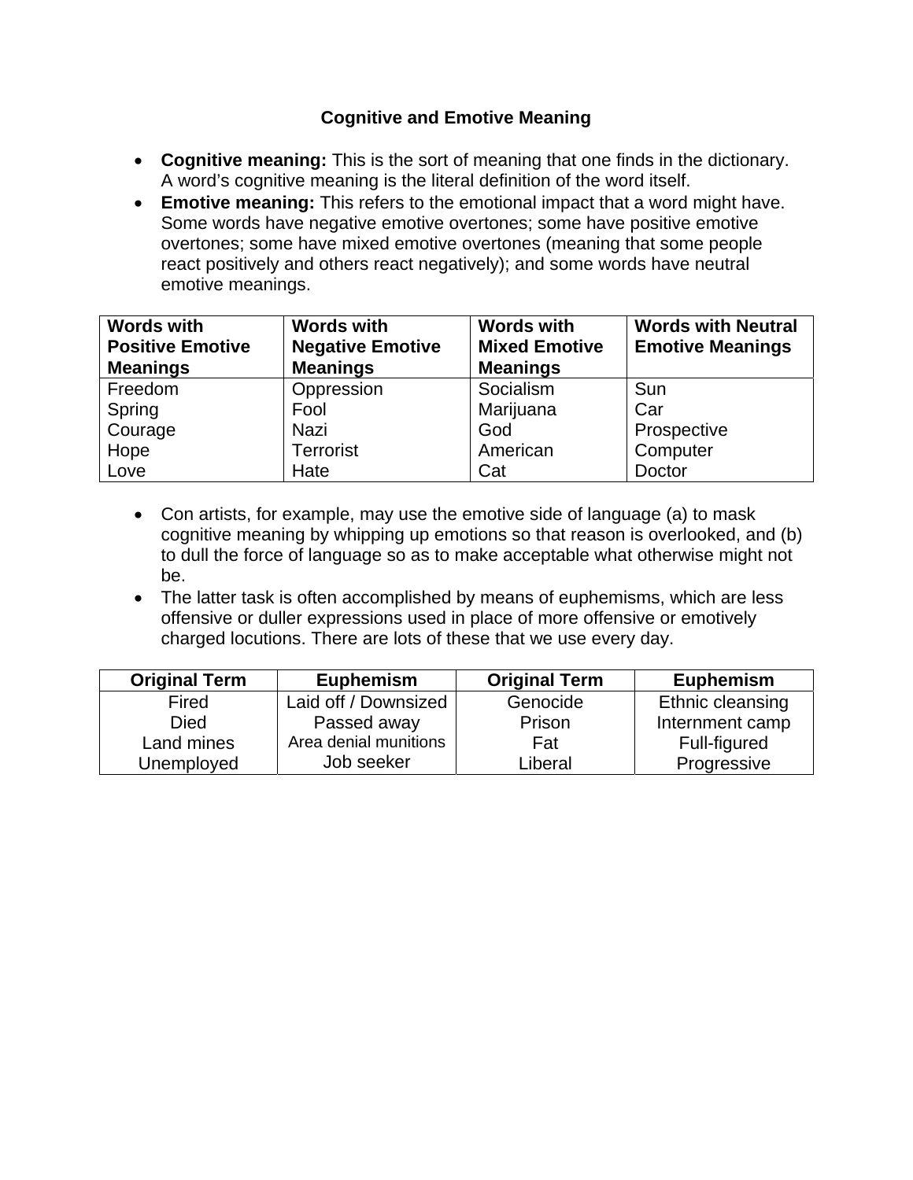## Cognitive and Emotive Meaning

- **Cognitive meaning:** This is the sort of meaning that one finds in the dictionary. A word's cognitive meaning is the literal definition of the word itself.
- **Emotive meaning:** This refers to the emotional impact that a word might have. Some words have negative emotive overtones; some have positive emotive overtones; some have mixed emotive overtones (meaning that some people react positively and others react negatively); and some words have neutral emotive meanings.

| Words with Positive Emotive Meanings | Words with Negative Emotive Meanings | Words with Mixed Emotive Meanings | Words with Neutral Emotive Meanings |
|---|---|---|---|
| Freedom | Oppression | Socialism | Sun |
| Spring | Fool | Marijuana | Car |
| Courage | Nazi | God | Prospective |
| Hope | Terrorist | American | Computer |
| Love | Hate | Cat | Doctor |

- Con artists, for example, may use the emotive side of language (a) to mask cognitive meaning by whipping up emotions so that reason is overlooked, and (b) to dull the force of language so as to make acceptable what otherwise might not be.
- The latter task is often accomplished by means of euphemisms, which are less offensive or duller expressions used in place of more offensive or emotively charged locutions. There are lots of these that we use every day.

| Original Term | Euphemism | Original Term | Euphemism |
|---|---|---|---|
| Fired | Laid off / Downsized | Genocide | Ethnic cleansing |
| Died | Passed away | Prison | Internment camp |
| Land mines | Area denial munitions | Fat | Full-figured |
| Unemployed | Job seeker | Liberal | Progressive |